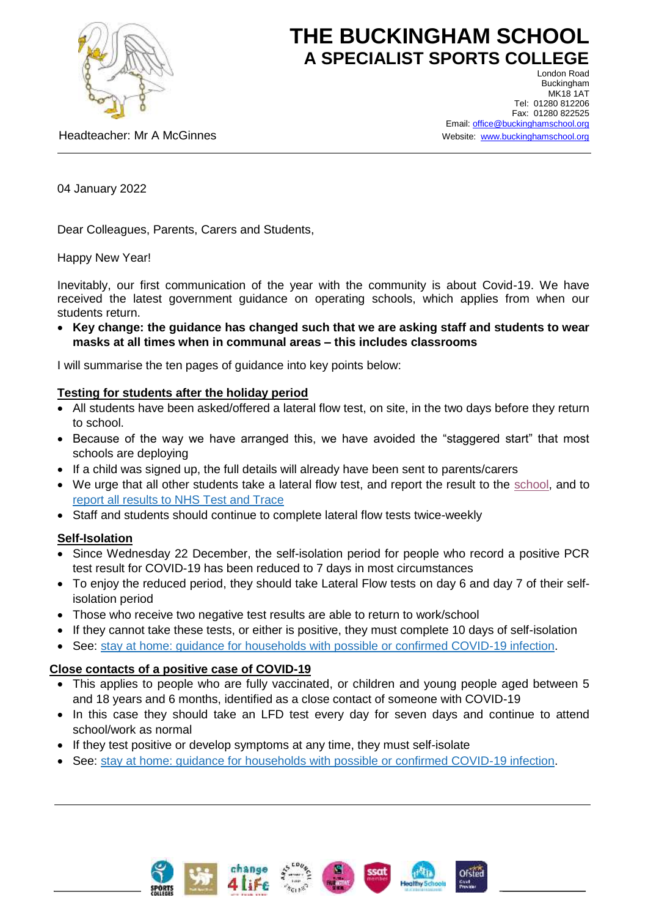# THE BUCKINGHAM SCHOOL
## A SPECIALIST SPORTS COLLEGE

London Road
Buckingham
MK18 1AT
Tel: 01280 812206
Fax: 01280 822525
Email: office@buckinghamschool.org
Website: www.buckinghamschool.org

Headteacher: Mr A McGinnes

---

04 January 2022

Dear Colleagues, Parents, Carers and Students,

Happy New Year!

Inevitably, our first communication of the year with the community is about Covid-19. We have received the latest government guidance on operating schools, which applies from when our students return.

- **Key change: the guidance has changed such that we are asking staff and students to wear masks at all times when in communal areas – this includes classrooms**

I will summarise the ten pages of guidance into key points below:

**Testing for students after the holiday period**

- All students have been asked/offered a lateral flow test, on site, in the two days before they return to school.
- Because of the way we have arranged this, we have avoided the "staggered start" that most schools are deploying
- If a child was signed up, the full details will already have been sent to parents/carers
- We urge that all other students take a lateral flow test, and report the result to the school, and to report all results to NHS Test and Trace
- Staff and students should continue to complete lateral flow tests twice-weekly

**Self-Isolation**

- Since Wednesday 22 December, the self-isolation period for people who record a positive PCR test result for COVID-19 has been reduced to 7 days in most circumstances
- To enjoy the reduced period, they should take Lateral Flow tests on day 6 and day 7 of their self-isolation period
- Those who receive two negative test results are able to return to work/school
- If they cannot take these tests, or either is positive, they must complete 10 days of self-isolation
- See: stay at home: guidance for households with possible or confirmed COVID-19 infection.

**Close contacts of a positive case of COVID-19**

- This applies to people who are fully vaccinated, or children and young people aged between 5 and 18 years and 6 months, identified as a close contact of someone with COVID-19
- In this case they should take an LFD test every day for seven days and continue to attend school/work as normal
- If they test positive or develop symptoms at any time, they must self-isolate
- See: stay at home: guidance for households with possible or confirmed COVID-19 infection.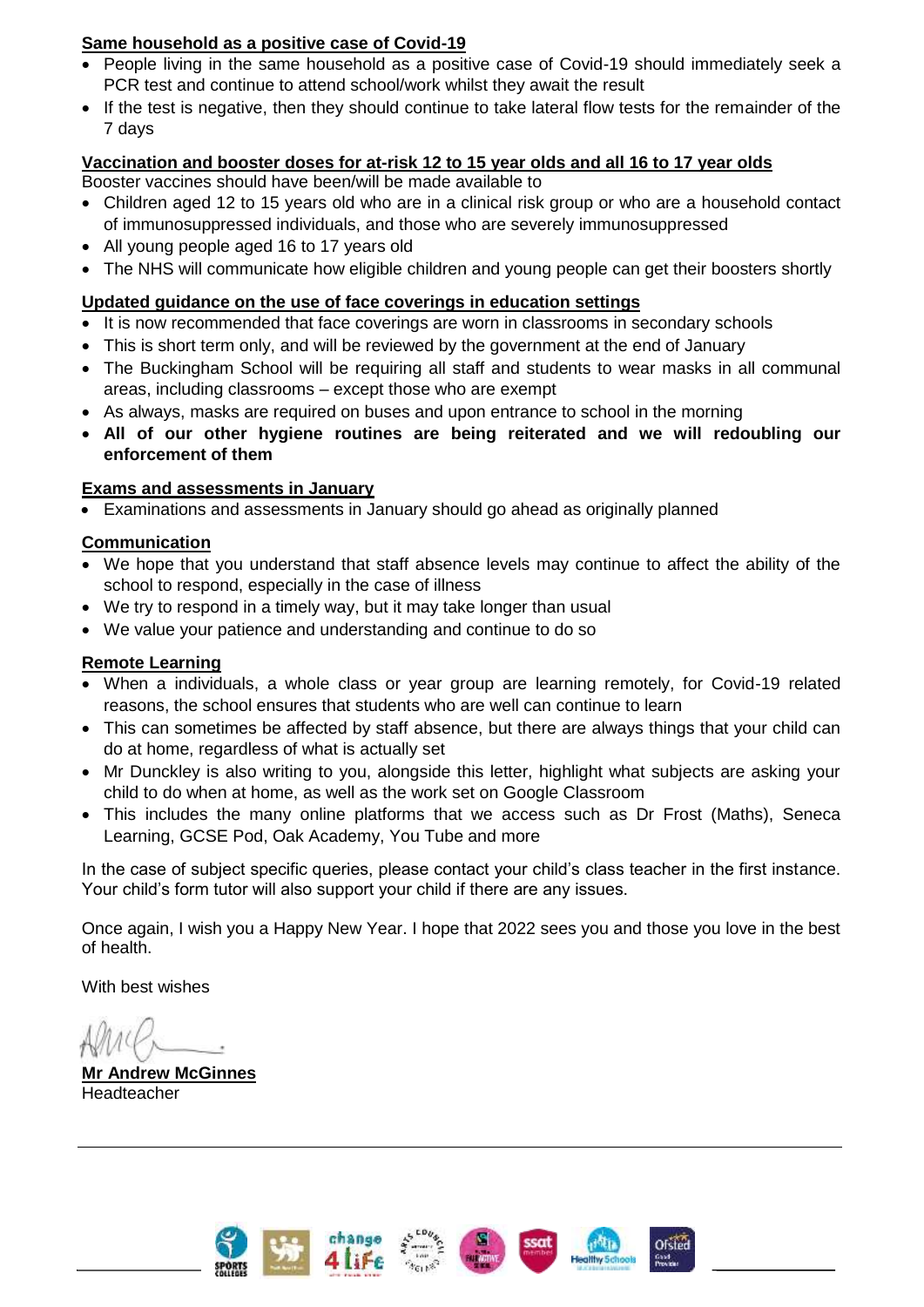**Same household as a positive case of Covid-19**

- People living in the same household as a positive case of Covid-19 should immediately seek a PCR test and continue to attend school/work whilst they await the result
- If the test is negative, then they should continue to take lateral flow tests for the remainder of the 7 days

**Vaccination and booster doses for at-risk 12 to 15 year olds and all 16 to 17 year olds**

Booster vaccines should have been/will be made available to

- Children aged 12 to 15 years old who are in a clinical risk group or who are a household contact of immunosuppressed individuals, and those who are severely immunosuppressed
- All young people aged 16 to 17 years old
- The NHS will communicate how eligible children and young people can get their boosters shortly

**Updated guidance on the use of face coverings in education settings**

- It is now recommended that face coverings are worn in classrooms in secondary schools
- This is short term only, and will be reviewed by the government at the end of January
- The Buckingham School will be requiring all staff and students to wear masks in all communal areas, including classrooms – except those who are exempt
- As always, masks are required on buses and upon entrance to school in the morning
- **All of our other hygiene routines are being reiterated and we will redoubling our enforcement of them**

**Exams and assessments in January**

- Examinations and assessments in January should go ahead as originally planned

**Communication**

- We hope that you understand that staff absence levels may continue to affect the ability of the school to respond, especially in the case of illness
- We try to respond in a timely way, but it may take longer than usual
- We value your patience and understanding and continue to do so

**Remote Learning**

- When a individuals, a whole class or year group are learning remotely, for Covid-19 related reasons, the school ensures that students who are well can continue to learn
- This can sometimes be affected by staff absence, but there are always things that your child can do at home, regardless of what is actually set
- Mr Dunckley is also writing to you, alongside this letter, highlight what subjects are asking your child to do when at home, as well as the work set on Google Classroom
- This includes the many online platforms that we access such as Dr Frost (Maths), Seneca Learning, GCSE Pod, Oak Academy, You Tube and more

In the case of subject specific queries, please contact your child's class teacher in the first instance. Your child's form tutor will also support your child if there are any issues.

Once again, I wish you a Happy New Year. I hope that 2022 sees you and those you love in the best of health.

With best wishes

**Mr Andrew McGinnes**
Headteacher